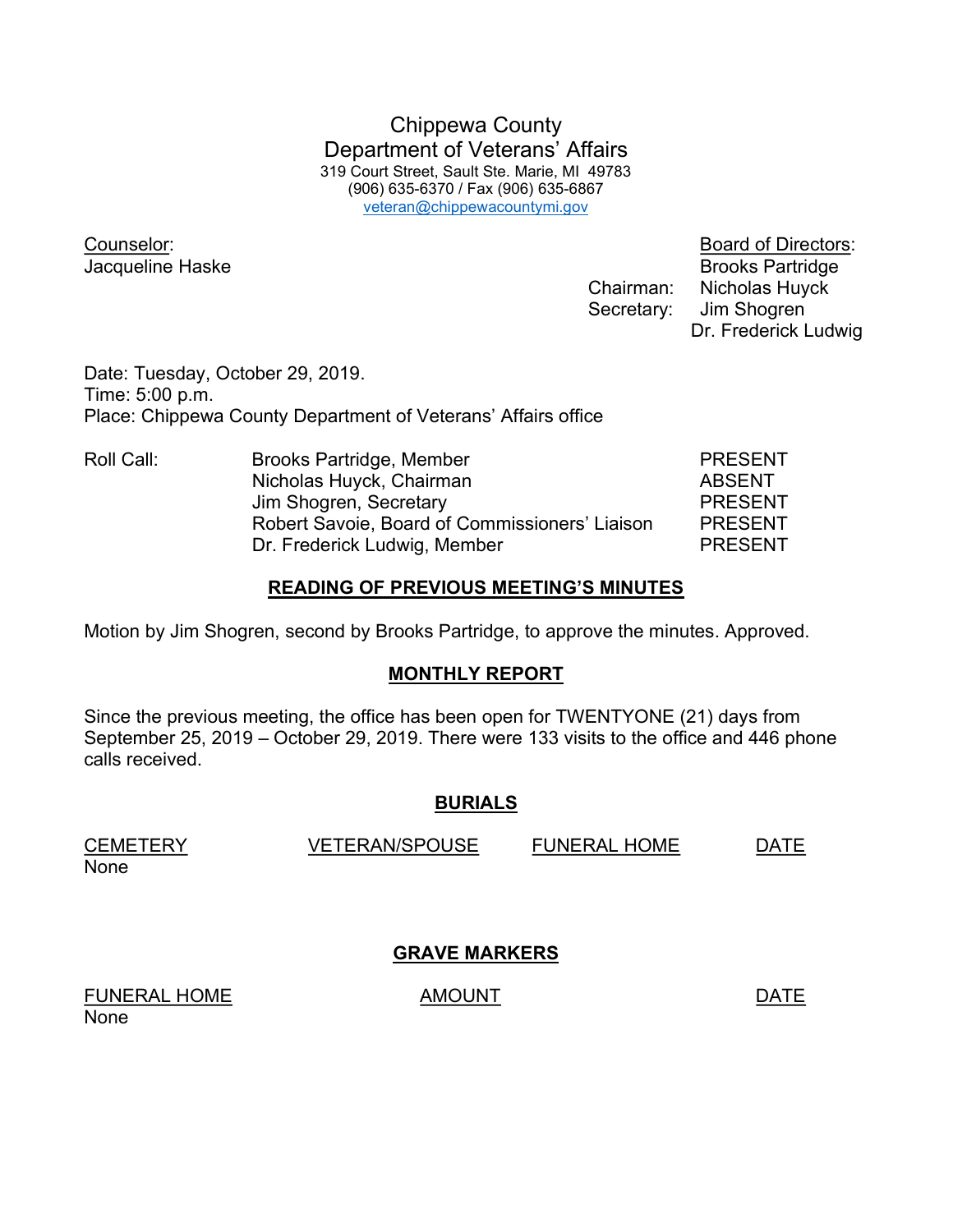# Chippewa County
## Department of Veterans' Affairs

319 Court Street, Sault Ste. Marie, MI 49783
(906) 635-6370 / Fax (906) 635-6867
veteran@chippewacountymi.gov

Counselor:
Jacqueline Haske

Board of Directors:
Brooks Partridge
Chairman: Nicholas Huyck
Secretary: Jim Shogren
Dr. Frederick Ludwig

Date: Tuesday, October 29, 2019.
Time: 5:00 p.m.
Place: Chippewa County Department of Veterans' Affairs office

| Roll Call: | | |
|---|---|---|
| | Brooks Partridge, Member | PRESENT |
| | Nicholas Huyck, Chairman | ABSENT |
| | Jim Shogren, Secretary | PRESENT |
| | Robert Savoie, Board of Commissioners' Liaison | PRESENT |
| | Dr. Frederick Ludwig, Member | PRESENT |

### READING OF PREVIOUS MEETING'S MINUTES

Motion by Jim Shogren, second by Brooks Partridge, to approve the minutes. Approved.

### MONTHLY REPORT

Since the previous meeting, the office has been open for TWENTYONE (21) days from September 25, 2019 – October 29, 2019. There were 133 visits to the office and 446 phone calls received.

### BURIALS

| CEMETERY | VETERAN/SPOUSE | FUNERAL HOME | DATE |
|---|---|---|---|
| None | | | |

### GRAVE MARKERS

| FUNERAL HOME | AMOUNT | DATE |
|---|---|---|
| None | | |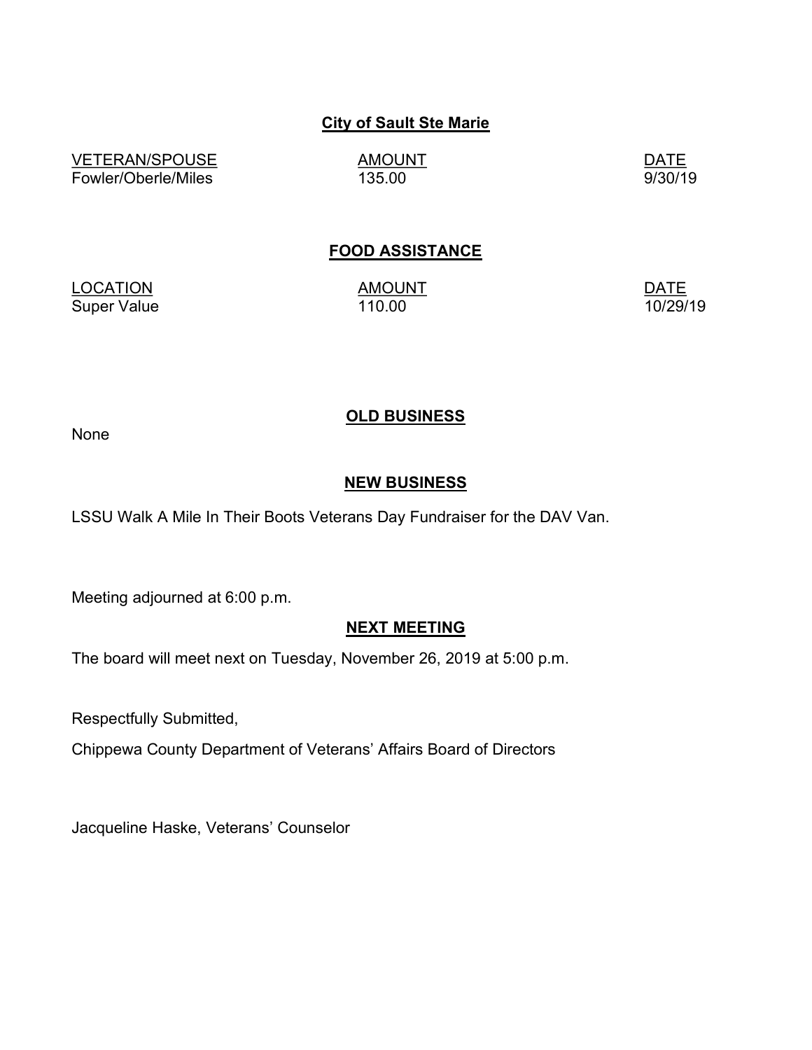**City of Sault Ste Marie**

| VETERAN/SPOUSE | AMOUNT | DATE |
|---|---|---|
| Fowler/Oberle/Miles | 135.00 | 9/30/19 |

**FOOD ASSISTANCE**

| LOCATION | AMOUNT | DATE |
|---|---|---|
| Super Value | 110.00 | 10/29/19 |

**OLD BUSINESS**

None

**NEW BUSINESS**

LSSU Walk A Mile In Their Boots Veterans Day Fundraiser for the DAV Van.

Meeting adjourned at 6:00 p.m.

**NEXT MEETING**

The board will meet next on Tuesday, November 26, 2019 at 5:00 p.m.

Respectfully Submitted,

Chippewa County Department of Veterans' Affairs Board of Directors

Jacqueline Haske, Veterans' Counselor